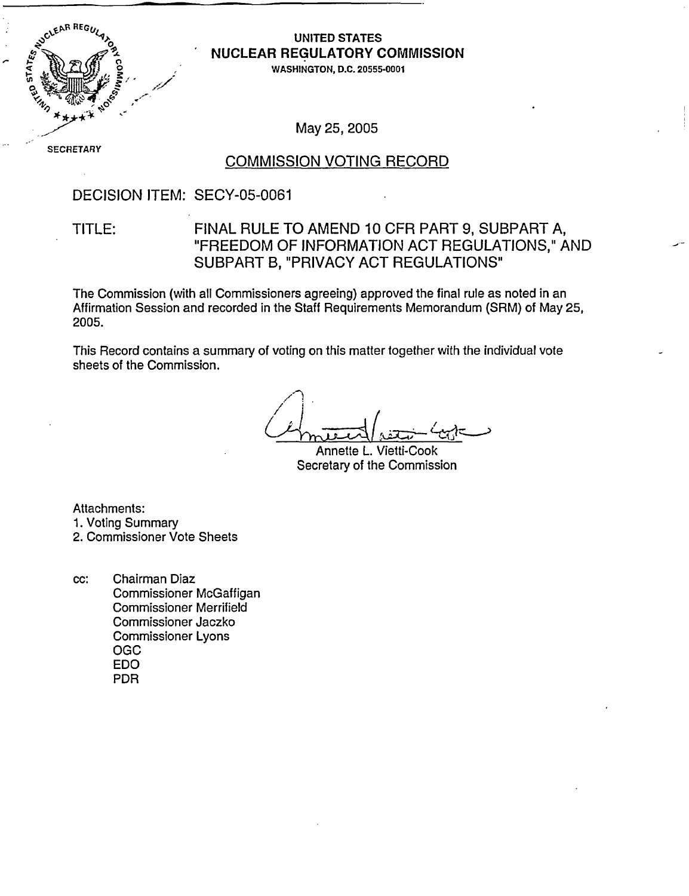UNITED STATES
**NUCLEAR REGULATORY COMMISSION**
WASHINGTON, D.C. 20555-0001

SECRETARY

May 25, 2005

## COMMISSION VOTING RECORD

DECISION ITEM: SECY-05-0061

TITLE: FINAL RULE TO AMEND 10 CFR PART 9, SUBPART A, "FREEDOM OF INFORMATION ACT REGULATIONS," AND SUBPART B, "PRIVACY ACT REGULATIONS"

The Commission (with all Commissioners agreeing) approved the final rule as noted in an Affirmation Session and recorded in the Staff Requirements Memorandum (SRM) of May 25, 2005.

This Record contains a summary of voting on this matter together with the individual vote sheets of the Commission.

Annette L. Vietti-Cook
Secretary of the Commission

Attachments:
1. Voting Summary
2. Commissioner Vote Sheets

cc: Chairman Diaz
Commissioner McGaffigan
Commissioner Merrifield
Commissioner Jaczko
Commissioner Lyons
OGC
EDO
PDR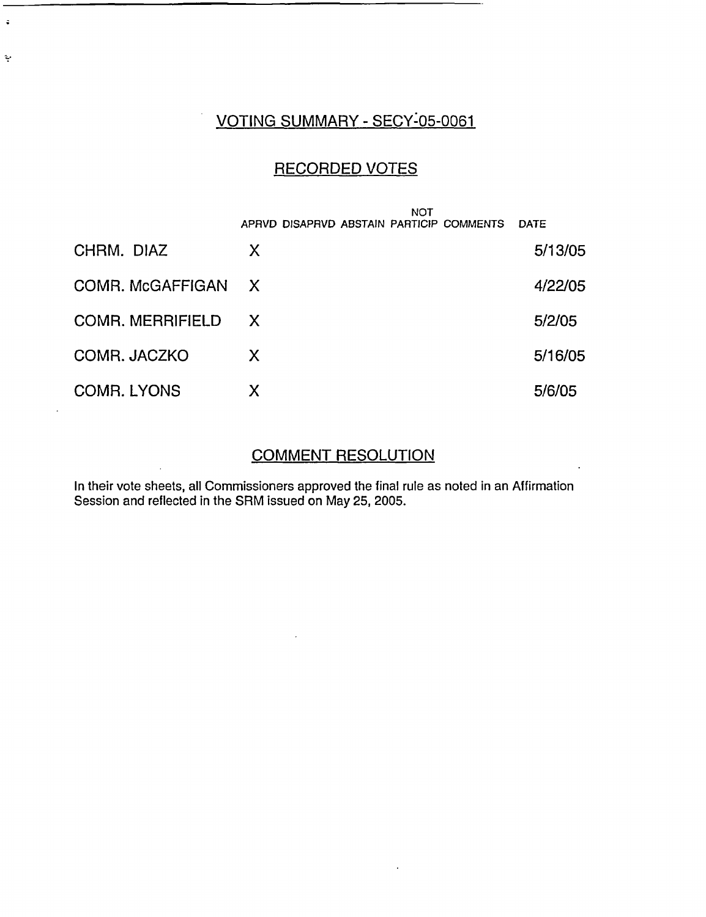## VOTING SUMMARY - SECY-05-0061

## RECORDED VOTES

| | APRVD | DISAPRVD | ABSTAIN | NOT PARTICIP | COMMENTS | DATE |
|---|---|---|---|---|---|---|
| CHRM. DIAZ | X | | | | | 5/13/05 |
| COMR. McGAFFIGAN | X | | | | | 4/22/05 |
| COMR. MERRIFIELD | X | | | | | 5/2/05 |
| COMR. JACZKO | X | | | | | 5/16/05 |
| COMR. LYONS | X | | | | | 5/6/05 |

## COMMENT RESOLUTION

In their vote sheets, all Commissioners approved the final rule as noted in an Affirmation Session and reflected in the SRM issued on May 25, 2005.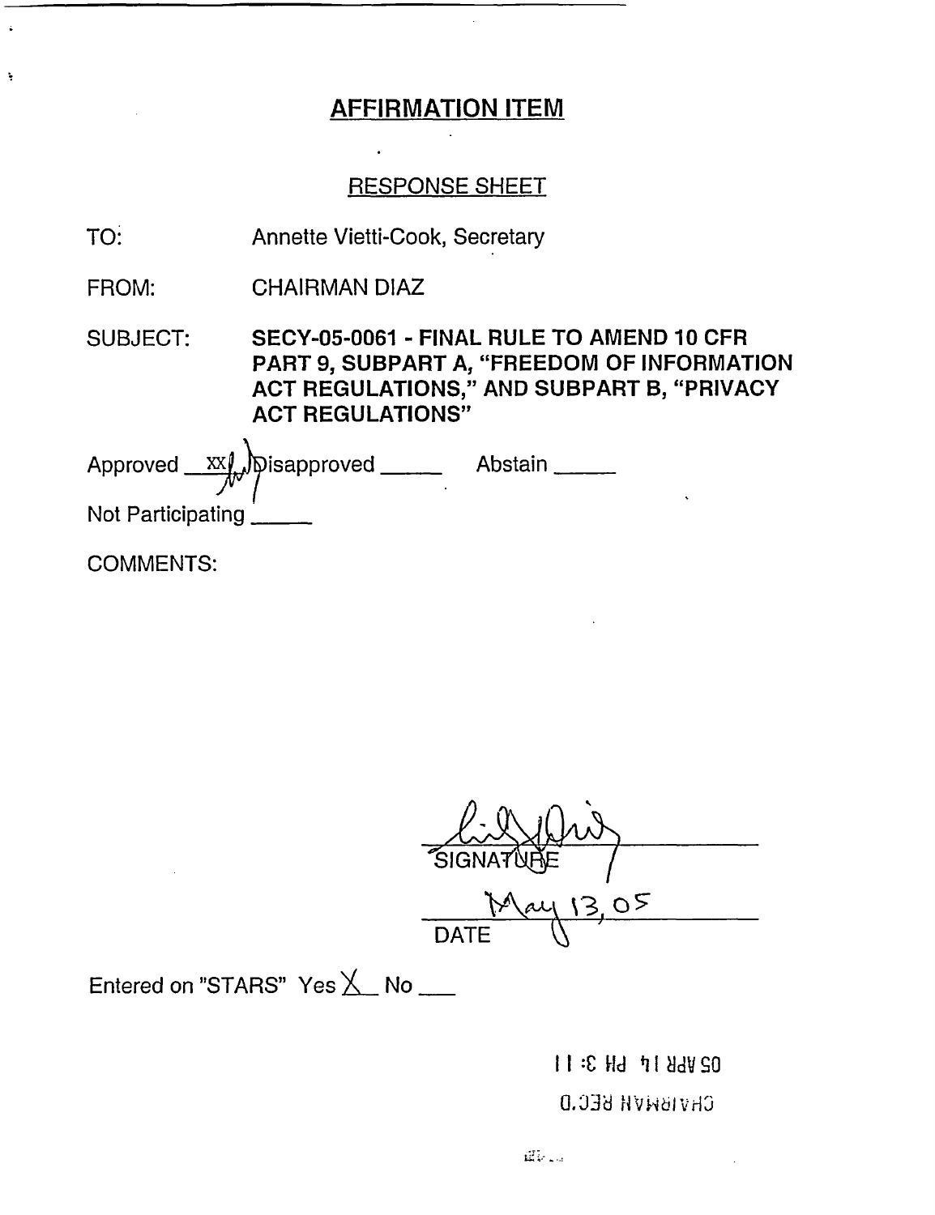# AFFIRMATION ITEM

## RESPONSE SHEET

TO: Annette Vietti-Cook, Secretary

FROM: CHAIRMAN DIAZ

SUBJECT: **SECY-05-0061 - FINAL RULE TO AMEND 10 CFR PART 9, SUBPART A, "FREEDOM OF INFORMATION ACT REGULATIONS," AND SUBPART B, "PRIVACY ACT REGULATIONS"**

Approved XX Disapproved _____ Abstain _____

Not Participating _____

COMMENTS:

SIGNATURE

May 13, 05

DATE

Entered on "STARS" Yes X No ___

05 APR 14 PM 3:11

CHAIRMAN REC'D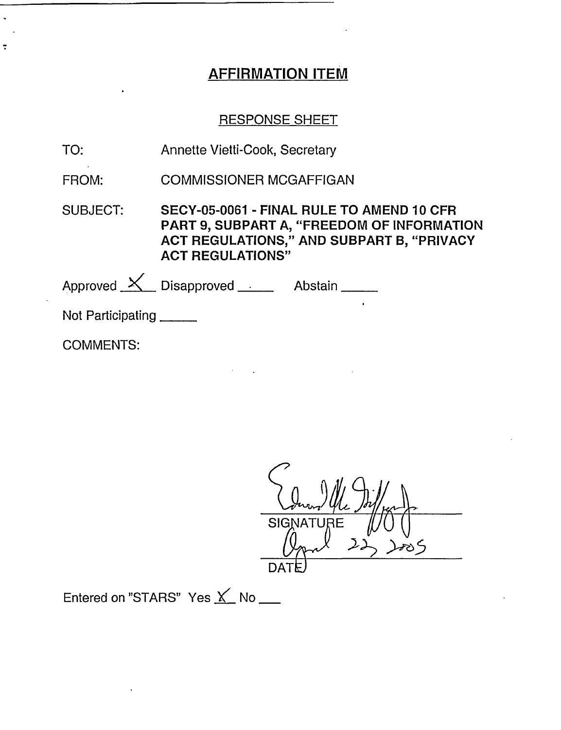# AFFIRMATION ITEM

## RESPONSE SHEET

TO: Annette Vietti-Cook, Secretary

FROM: COMMISSIONER MCGAFFIGAN

SUBJECT: **SECY-05-0061 - FINAL RULE TO AMEND 10 CFR PART 9, SUBPART A, "FREEDOM OF INFORMATION ACT REGULATIONS," AND SUBPART B, "PRIVACY ACT REGULATIONS"**

Approved X Disapproved \_\_\_\_\_ Abstain \_\_\_\_\_

Not Participating \_\_\_\_\_

COMMENTS:

SIGNATURE

April 22, 2005

DATE

Entered on "STARS" Yes X No \_\_\_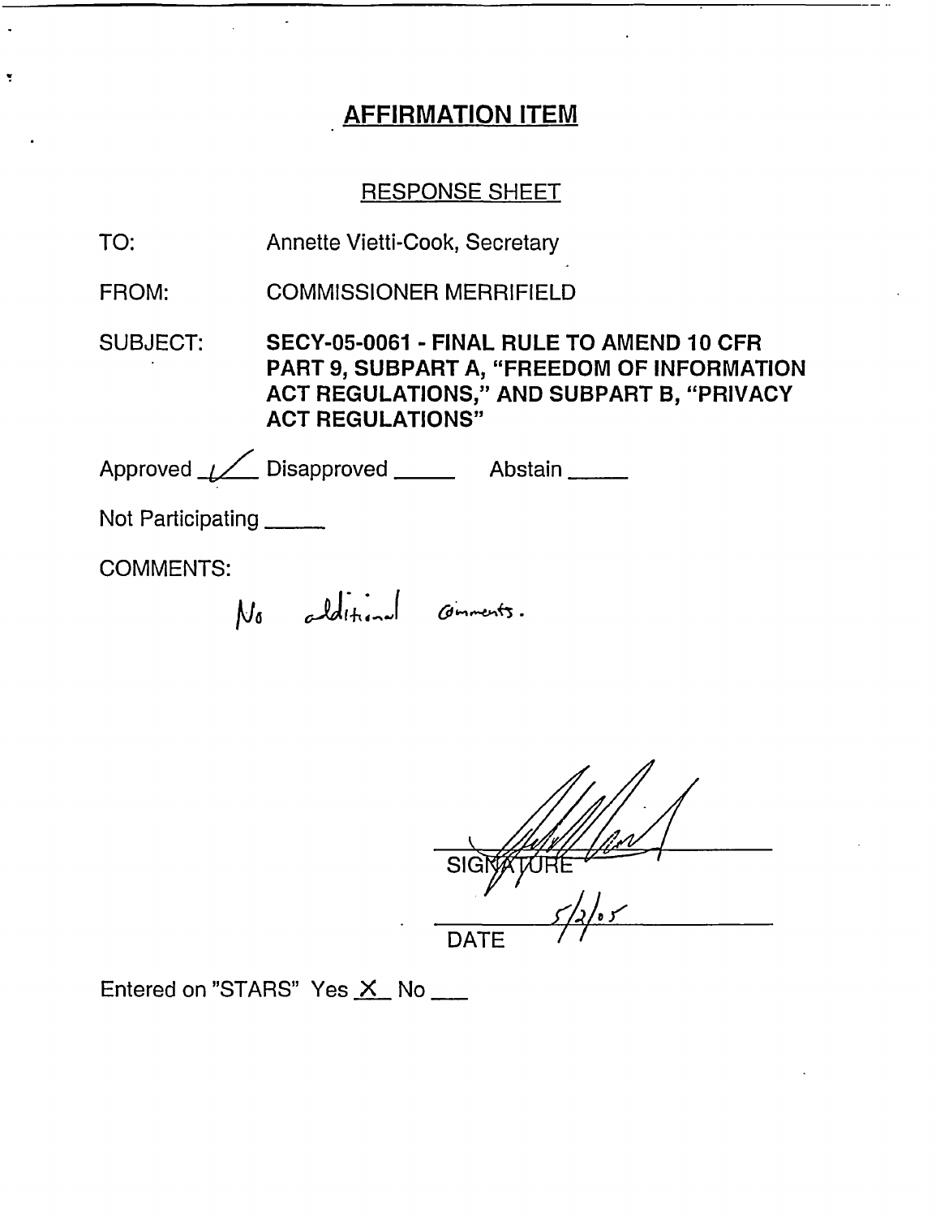## AFFIRMATION ITEM

RESPONSE SHEET

TO: Annette Vietti-Cook, Secretary

FROM: COMMISSIONER MERRIFIELD

SUBJECT: **SECY-05-0061 - FINAL RULE TO AMEND 10 CFR PART 9, SUBPART A, "FREEDOM OF INFORMATION ACT REGULATIONS," AND SUBPART B, "PRIVACY ACT REGULATIONS"**

Approved ✓ Disapproved _____ Abstain _____

Not Participating _____

COMMENTS:

No additional comments.

SIGNATURE

5/2/05

DATE

Entered on "STARS" Yes X No ___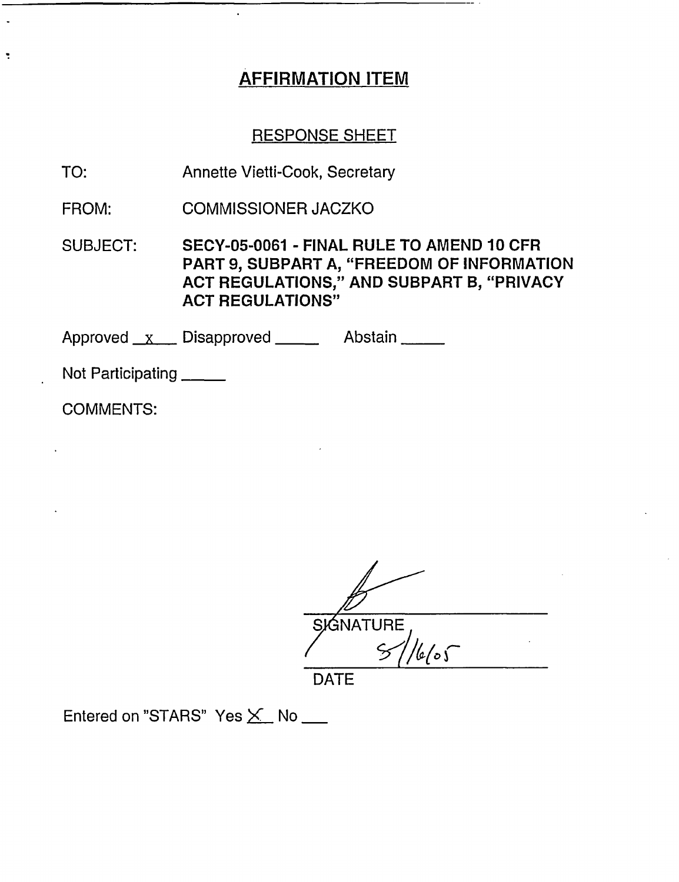# AFFIRMATION ITEM

## RESPONSE SHEET

TO: Annette Vietti-Cook, Secretary

FROM: COMMISSIONER JACZKO

SUBJECT: **SECY-05-0061 - FINAL RULE TO AMEND 10 CFR PART 9, SUBPART A, "FREEDOM OF INFORMATION ACT REGULATIONS," AND SUBPART B, "PRIVACY ACT REGULATIONS"**

Approved \_x\_ Disapproved \_\_\_\_ Abstain \_\_\_\_

Not Participating \_\_\_\_

COMMENTS:

SIGNATURE

5/16/05

DATE

Entered on "STARS" Yes \_X\_ No \_\_\_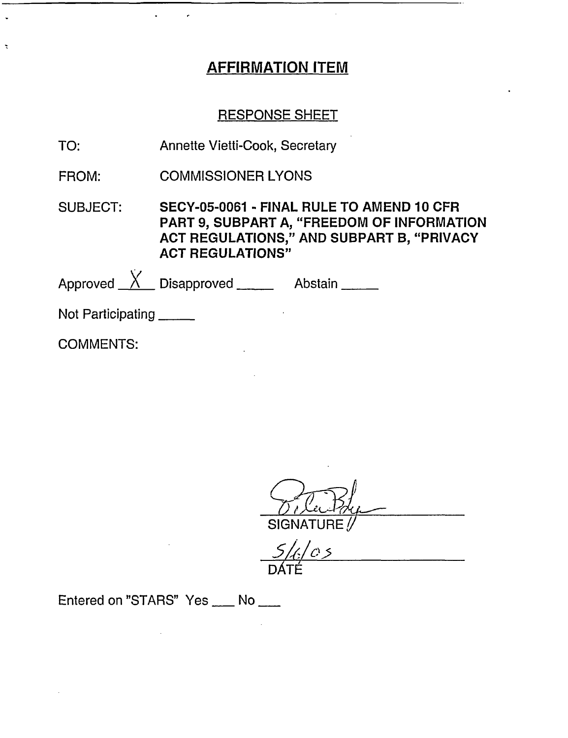# AFFIRMATION ITEM

RESPONSE SHEET

TO: Annette Vietti-Cook, Secretary

FROM: COMMISSIONER LYONS

SUBJECT: **SECY-05-0061 - FINAL RULE TO AMEND 10 CFR PART 9, SUBPART A, "FREEDOM OF INFORMATION ACT REGULATIONS," AND SUBPART B, "PRIVACY ACT REGULATIONS"**

Approved X Disapproved _____ Abstain _____

Not Participating _____

COMMENTS:

SIGNATURE

5/6/05

DATE

Entered on "STARS" Yes ___ No ___